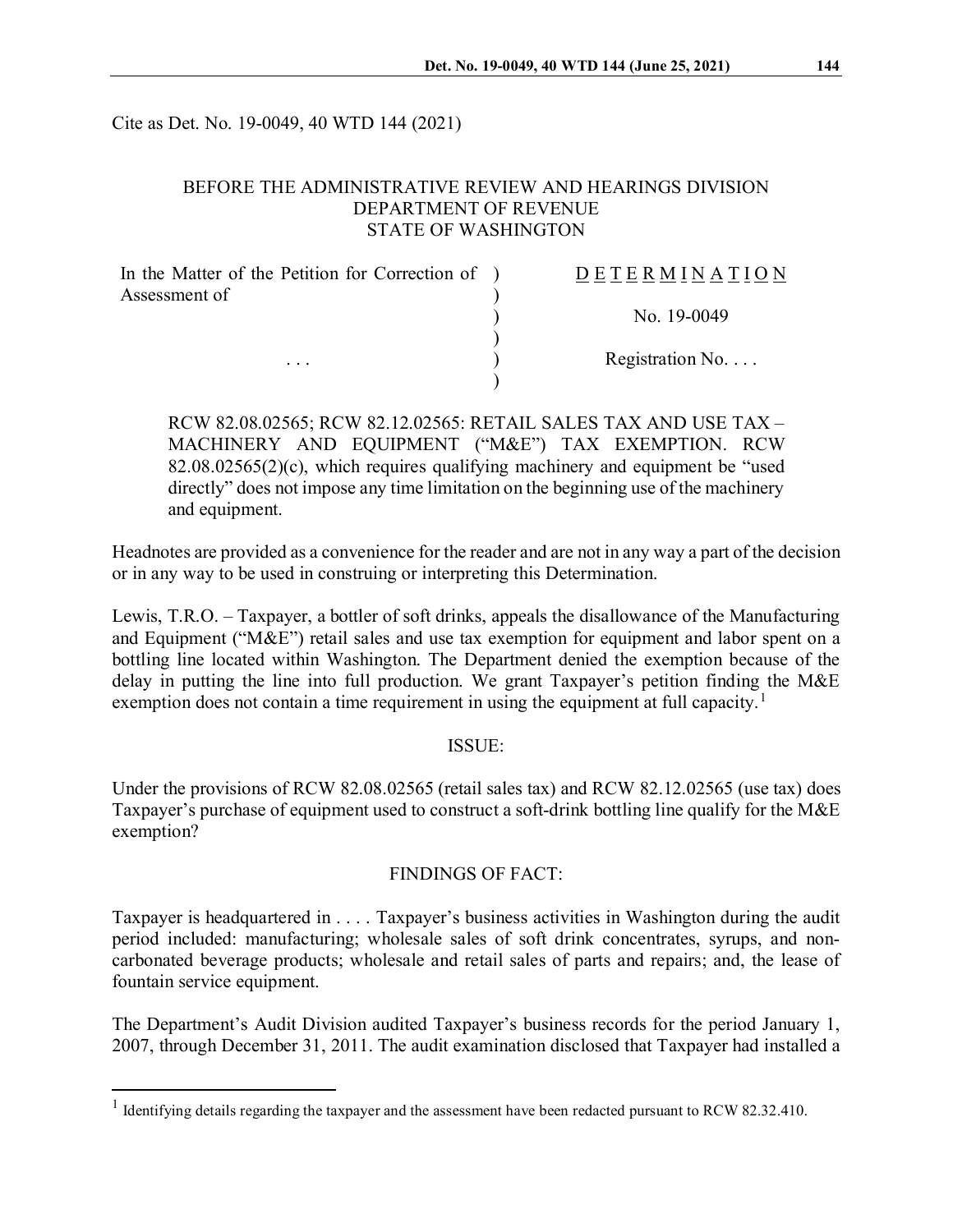Cite as Det. No. 19-0049, 40 WTD 144 (2021)

BEFORE THE ADMINISTRATIVE REVIEW AND HEARINGS DIVISION
DEPARTMENT OF REVENUE
STATE OF WASHINGTON

| | |
|---|---|
| In the Matter of the Petition for Correction of Assessment of | D E T E R M I N A T I O N |
| | No. 19-0049 |
| . . . | Registration No. . . . |

RCW 82.08.02565; RCW 82.12.02565: RETAIL SALES TAX AND USE TAX – MACHINERY AND EQUIPMENT ("M&E") TAX EXEMPTION. RCW 82.08.02565(2)(c), which requires qualifying machinery and equipment be "used directly" does not impose any time limitation on the beginning use of the machinery and equipment.

Headnotes are provided as a convenience for the reader and are not in any way a part of the decision or in any way to be used in construing or interpreting this Determination.

Lewis, T.R.O. – Taxpayer, a bottler of soft drinks, appeals the disallowance of the Manufacturing and Equipment ("M&E") retail sales and use tax exemption for equipment and labor spent on a bottling line located within Washington. The Department denied the exemption because of the delay in putting the line into full production. We grant Taxpayer's petition finding the M&E exemption does not contain a time requirement in using the equipment at full capacity.[1]

## ISSUE:

Under the provisions of RCW 82.08.02565 (retail sales tax) and RCW 82.12.02565 (use tax) does Taxpayer's purchase of equipment used to construct a soft-drink bottling line qualify for the M&E exemption?

## FINDINGS OF FACT:

Taxpayer is headquartered in . . . . Taxpayer's business activities in Washington during the audit period included: manufacturing; wholesale sales of soft drink concentrates, syrups, and non-carbonated beverage products; wholesale and retail sales of parts and repairs; and, the lease of fountain service equipment.

The Department's Audit Division audited Taxpayer's business records for the period January 1, 2007, through December 31, 2011. The audit examination disclosed that Taxpayer had installed a

[1] Identifying details regarding the taxpayer and the assessment have been redacted pursuant to RCW 82.32.410.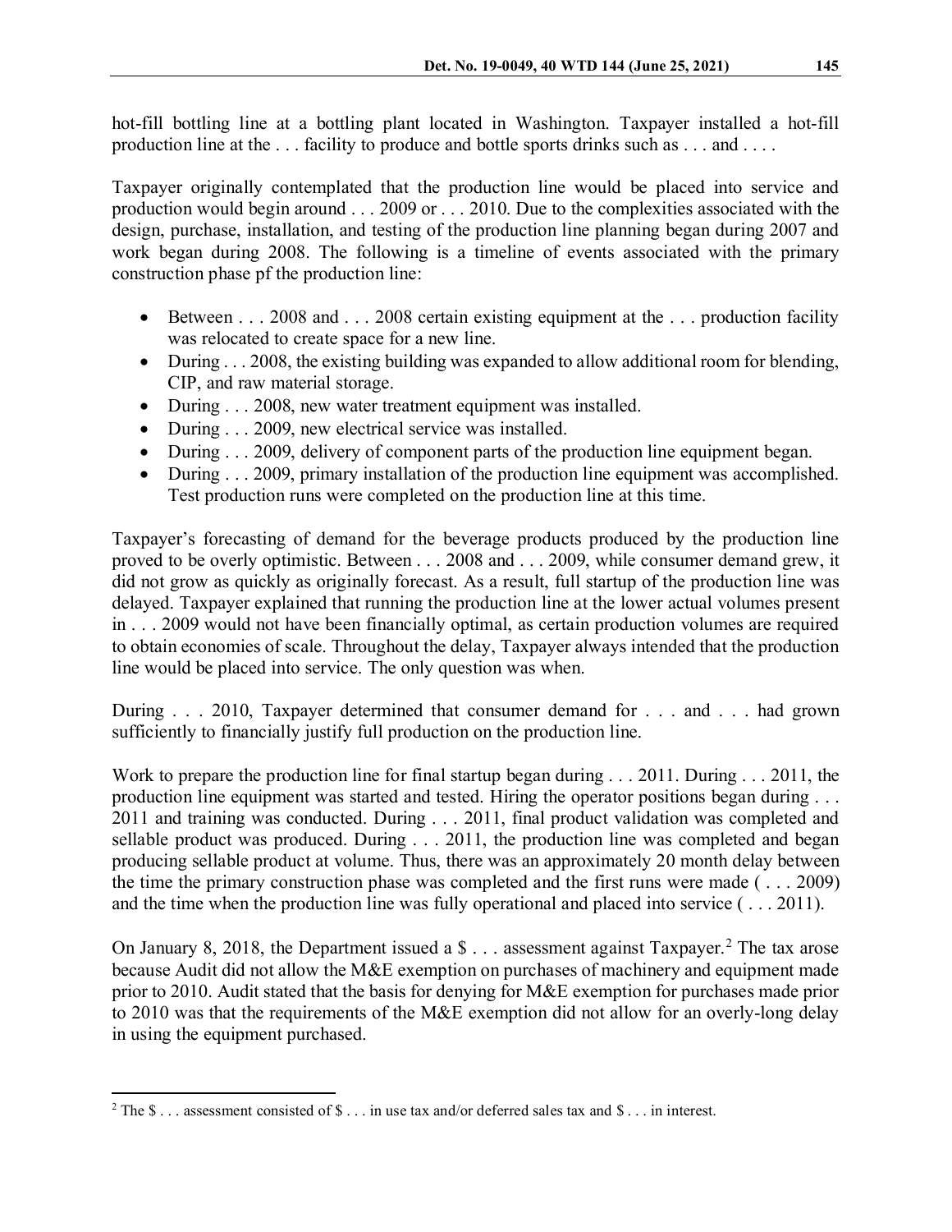hot-fill bottling line at a bottling plant located in Washington. Taxpayer installed a hot-fill production line at the . . . facility to produce and bottle sports drinks such as . . . and . . . .

Taxpayer originally contemplated that the production line would be placed into service and production would begin around . . . 2009 or . . . 2010. Due to the complexities associated with the design, purchase, installation, and testing of the production line planning began during 2007 and work began during 2008. The following is a timeline of events associated with the primary construction phase pf the production line:

- Between . . . 2008 and . . . 2008 certain existing equipment at the . . . production facility was relocated to create space for a new line.
- During . . . 2008, the existing building was expanded to allow additional room for blending, CIP, and raw material storage.
- During . . . 2008, new water treatment equipment was installed.
- During . . . 2009, new electrical service was installed.
- During . . . 2009, delivery of component parts of the production line equipment began.
- During . . . 2009, primary installation of the production line equipment was accomplished. Test production runs were completed on the production line at this time.

Taxpayer's forecasting of demand for the beverage products produced by the production line proved to be overly optimistic. Between . . . 2008 and . . . 2009, while consumer demand grew, it did not grow as quickly as originally forecast. As a result, full startup of the production line was delayed. Taxpayer explained that running the production line at the lower actual volumes present in . . . 2009 would not have been financially optimal, as certain production volumes are required to obtain economies of scale. Throughout the delay, Taxpayer always intended that the production line would be placed into service. The only question was when.

During . . . 2010, Taxpayer determined that consumer demand for . . . and . . . had grown sufficiently to financially justify full production on the production line.

Work to prepare the production line for final startup began during . . . 2011. During . . . 2011, the production line equipment was started and tested. Hiring the operator positions began during . . . 2011 and training was conducted. During . . . 2011, final product validation was completed and sellable product was produced. During . . . 2011, the production line was completed and began producing sellable product at volume. Thus, there was an approximately 20 month delay between the time the primary construction phase was completed and the first runs were made ( . . . 2009) and the time when the production line was fully operational and placed into service ( . . . 2011).

On January 8, 2018, the Department issued a $ . . . assessment against Taxpayer.[2] The tax arose because Audit did not allow the M&E exemption on purchases of machinery and equipment made prior to 2010. Audit stated that the basis for denying for M&E exemption for purchases made prior to 2010 was that the requirements of the M&E exemption did not allow for an overly-long delay in using the equipment purchased.

---

[2] The $ . . . assessment consisted of $ . . . in use tax and/or deferred sales tax and $ . . . in interest.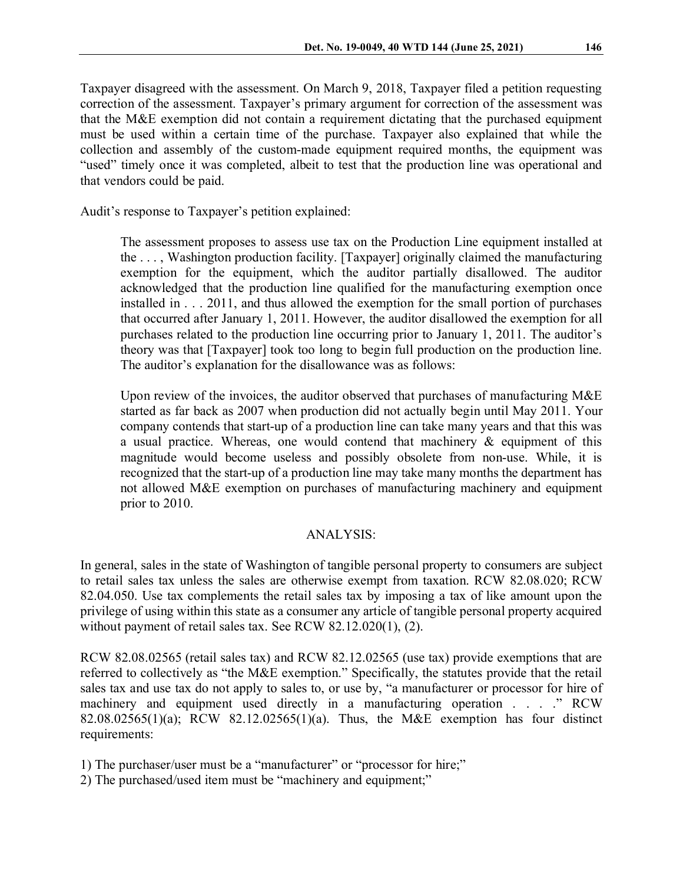Taxpayer disagreed with the assessment. On March 9, 2018, Taxpayer filed a petition requesting correction of the assessment. Taxpayer's primary argument for correction of the assessment was that the M&E exemption did not contain a requirement dictating that the purchased equipment must be used within a certain time of the purchase. Taxpayer also explained that while the collection and assembly of the custom-made equipment required months, the equipment was "used" timely once it was completed, albeit to test that the production line was operational and that vendors could be paid.

Audit's response to Taxpayer's petition explained:

> The assessment proposes to assess use tax on the Production Line equipment installed at the . . . , Washington production facility. [Taxpayer] originally claimed the manufacturing exemption for the equipment, which the auditor partially disallowed. The auditor acknowledged that the production line qualified for the manufacturing exemption once installed in . . . 2011, and thus allowed the exemption for the small portion of purchases that occurred after January 1, 2011. However, the auditor disallowed the exemption for all purchases related to the production line occurring prior to January 1, 2011. The auditor's theory was that [Taxpayer] took too long to begin full production on the production line. The auditor's explanation for the disallowance was as follows:
>
> Upon review of the invoices, the auditor observed that purchases of manufacturing M&E started as far back as 2007 when production did not actually begin until May 2011. Your company contends that start-up of a production line can take many years and that this was a usual practice. Whereas, one would contend that machinery & equipment of this magnitude would become useless and possibly obsolete from non-use. While, it is recognized that the start-up of a production line may take many months the department has not allowed M&E exemption on purchases of manufacturing machinery and equipment prior to 2010.

## ANALYSIS:

In general, sales in the state of Washington of tangible personal property to consumers are subject to retail sales tax unless the sales are otherwise exempt from taxation. RCW 82.08.020; RCW 82.04.050. Use tax complements the retail sales tax by imposing a tax of like amount upon the privilege of using within this state as a consumer any article of tangible personal property acquired without payment of retail sales tax. See RCW 82.12.020(1), (2).

RCW 82.08.02565 (retail sales tax) and RCW 82.12.02565 (use tax) provide exemptions that are referred to collectively as "the M&E exemption." Specifically, the statutes provide that the retail sales tax and use tax do not apply to sales to, or use by, "a manufacturer or processor for hire of machinery and equipment used directly in a manufacturing operation . . . ." RCW 82.08.02565(1)(a); RCW 82.12.02565(1)(a). Thus, the M&E exemption has four distinct requirements:

1) The purchaser/user must be a "manufacturer" or "processor for hire;"
2) The purchased/used item must be "machinery and equipment;"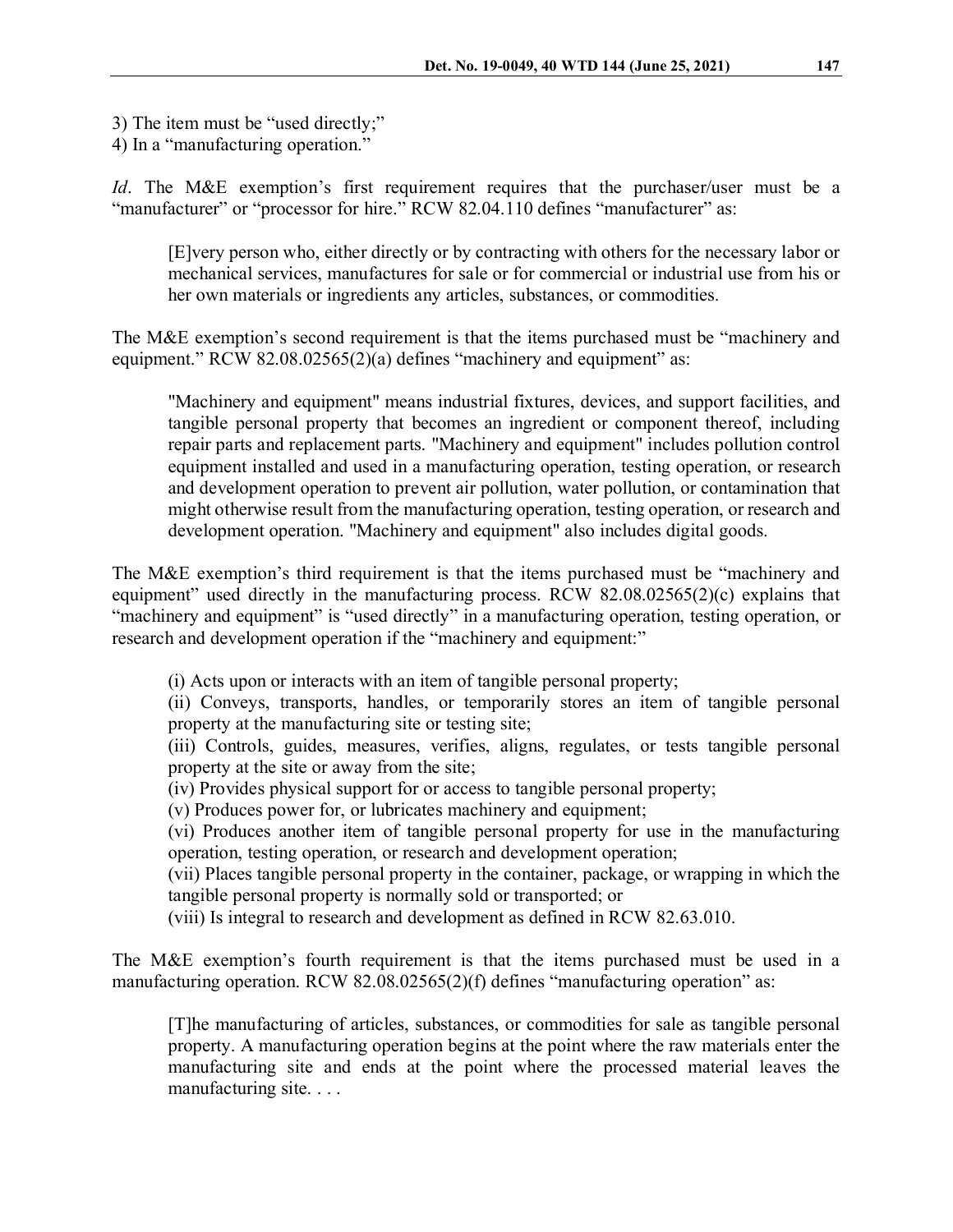3) The item must be "used directly;"
4) In a "manufacturing operation."

*Id*. The M&E exemption's first requirement requires that the purchaser/user must be a "manufacturer" or "processor for hire." RCW 82.04.110 defines "manufacturer" as:

> [E]very person who, either directly or by contracting with others for the necessary labor or mechanical services, manufactures for sale or for commercial or industrial use from his or her own materials or ingredients any articles, substances, or commodities.

The M&E exemption's second requirement is that the items purchased must be "machinery and equipment." RCW 82.08.02565(2)(a) defines "machinery and equipment" as:

> "Machinery and equipment" means industrial fixtures, devices, and support facilities, and tangible personal property that becomes an ingredient or component thereof, including repair parts and replacement parts. "Machinery and equipment" includes pollution control equipment installed and used in a manufacturing operation, testing operation, or research and development operation to prevent air pollution, water pollution, or contamination that might otherwise result from the manufacturing operation, testing operation, or research and development operation. "Machinery and equipment" also includes digital goods.

The M&E exemption's third requirement is that the items purchased must be "machinery and equipment" used directly in the manufacturing process. RCW 82.08.02565(2)(c) explains that "machinery and equipment" is "used directly" in a manufacturing operation, testing operation, or research and development operation if the "machinery and equipment:"

> (i) Acts upon or interacts with an item of tangible personal property;
> (ii) Conveys, transports, handles, or temporarily stores an item of tangible personal property at the manufacturing site or testing site;
> (iii) Controls, guides, measures, verifies, aligns, regulates, or tests tangible personal property at the site or away from the site;
> (iv) Provides physical support for or access to tangible personal property;
> (v) Produces power for, or lubricates machinery and equipment;
> (vi) Produces another item of tangible personal property for use in the manufacturing operation, testing operation, or research and development operation;
> (vii) Places tangible personal property in the container, package, or wrapping in which the tangible personal property is normally sold or transported; or
> (viii) Is integral to research and development as defined in RCW 82.63.010.

The M&E exemption's fourth requirement is that the items purchased must be used in a manufacturing operation. RCW 82.08.02565(2)(f) defines "manufacturing operation" as:

> [T]he manufacturing of articles, substances, or commodities for sale as tangible personal property. A manufacturing operation begins at the point where the raw materials enter the manufacturing site and ends at the point where the processed material leaves the manufacturing site. . . .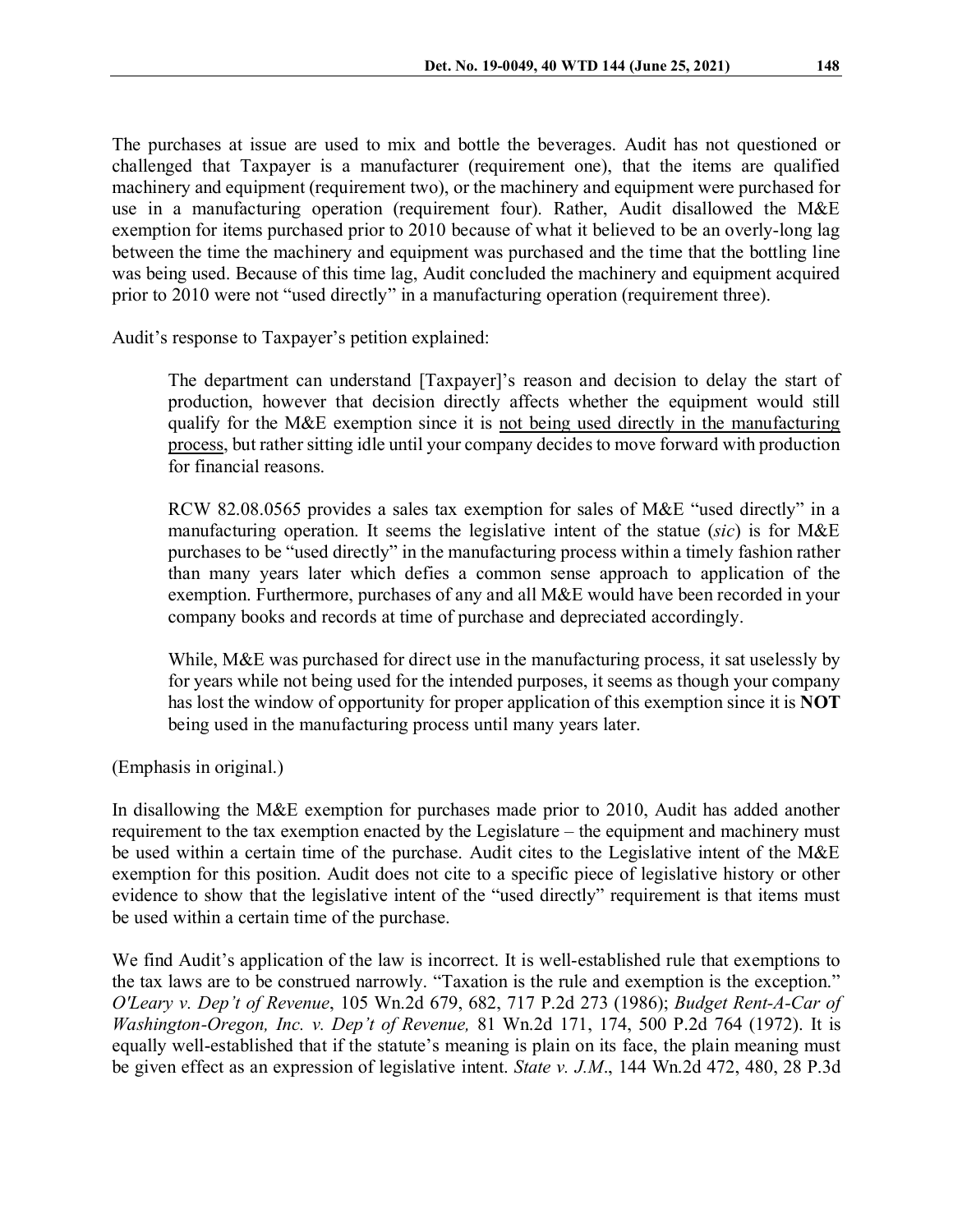The purchases at issue are used to mix and bottle the beverages. Audit has not questioned or challenged that Taxpayer is a manufacturer (requirement one), that the items are qualified machinery and equipment (requirement two), or the machinery and equipment were purchased for use in a manufacturing operation (requirement four). Rather, Audit disallowed the M&E exemption for items purchased prior to 2010 because of what it believed to be an overly-long lag between the time the machinery and equipment was purchased and the time that the bottling line was being used. Because of this time lag, Audit concluded the machinery and equipment acquired prior to 2010 were not "used directly" in a manufacturing operation (requirement three).

Audit's response to Taxpayer's petition explained:

> The department can understand [Taxpayer]'s reason and decision to delay the start of production, however that decision directly affects whether the equipment would still qualify for the M&E exemption since it is <u>not being used directly in the manufacturing process</u>, but rather sitting idle until your company decides to move forward with production for financial reasons.
>
> RCW 82.08.0565 provides a sales tax exemption for sales of M&E "used directly" in a manufacturing operation. It seems the legislative intent of the statue (*sic*) is for M&E purchases to be "used directly" in the manufacturing process within a timely fashion rather than many years later which defies a common sense approach to application of the exemption. Furthermore, purchases of any and all M&E would have been recorded in your company books and records at time of purchase and depreciated accordingly.
>
> While, M&E was purchased for direct use in the manufacturing process, it sat uselessly by for years while not being used for the intended purposes, it seems as though your company has lost the window of opportunity for proper application of this exemption since it is **NOT** being used in the manufacturing process until many years later.

(Emphasis in original.)

In disallowing the M&E exemption for purchases made prior to 2010, Audit has added another requirement to the tax exemption enacted by the Legislature – the equipment and machinery must be used within a certain time of the purchase. Audit cites to the Legislative intent of the M&E exemption for this position. Audit does not cite to a specific piece of legislative history or other evidence to show that the legislative intent of the "used directly" requirement is that items must be used within a certain time of the purchase.

We find Audit's application of the law is incorrect. It is well-established rule that exemptions to the tax laws are to be construed narrowly. "Taxation is the rule and exemption is the exception." *O'Leary v. Dep't of Revenue*, 105 Wn.2d 679, 682, 717 P.2d 273 (1986); *Budget Rent-A-Car of Washington-Oregon, Inc. v. Dep't of Revenue,* 81 Wn.2d 171, 174, 500 P.2d 764 (1972). It is equally well-established that if the statute's meaning is plain on its face, the plain meaning must be given effect as an expression of legislative intent. *State v. J.M*., 144 Wn.2d 472, 480, 28 P.3d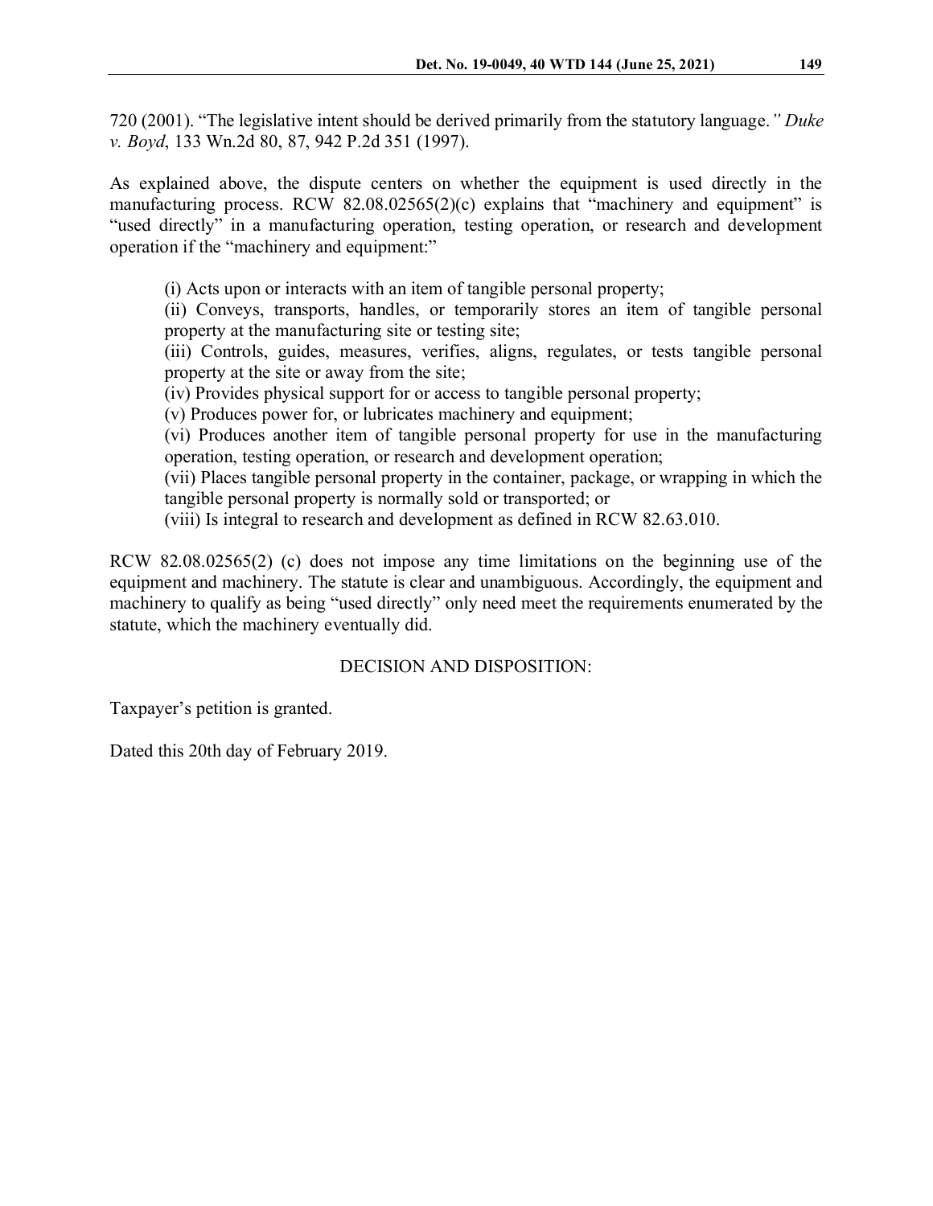720 (2001). "The legislative intent should be derived primarily from the statutory language." *Duke v. Boyd*, 133 Wn.2d 80, 87, 942 P.2d 351 (1997).

As explained above, the dispute centers on whether the equipment is used directly in the manufacturing process. RCW 82.08.02565(2)(c) explains that "machinery and equipment" is "used directly" in a manufacturing operation, testing operation, or research and development operation if the "machinery and equipment:"

> (i) Acts upon or interacts with an item of tangible personal property;
> (ii) Conveys, transports, handles, or temporarily stores an item of tangible personal property at the manufacturing site or testing site;
> (iii) Controls, guides, measures, verifies, aligns, regulates, or tests tangible personal property at the site or away from the site;
> (iv) Provides physical support for or access to tangible personal property;
> (v) Produces power for, or lubricates machinery and equipment;
> (vi) Produces another item of tangible personal property for use in the manufacturing operation, testing operation, or research and development operation;
> (vii) Places tangible personal property in the container, package, or wrapping in which the tangible personal property is normally sold or transported; or
> (viii) Is integral to research and development as defined in RCW 82.63.010.

RCW 82.08.02565(2) (c) does not impose any time limitations on the beginning use of the equipment and machinery. The statute is clear and unambiguous. Accordingly, the equipment and machinery to qualify as being "used directly" only need meet the requirements enumerated by the statute, which the machinery eventually did.

## DECISION AND DISPOSITION:

Taxpayer's petition is granted.

Dated this 20th day of February 2019.